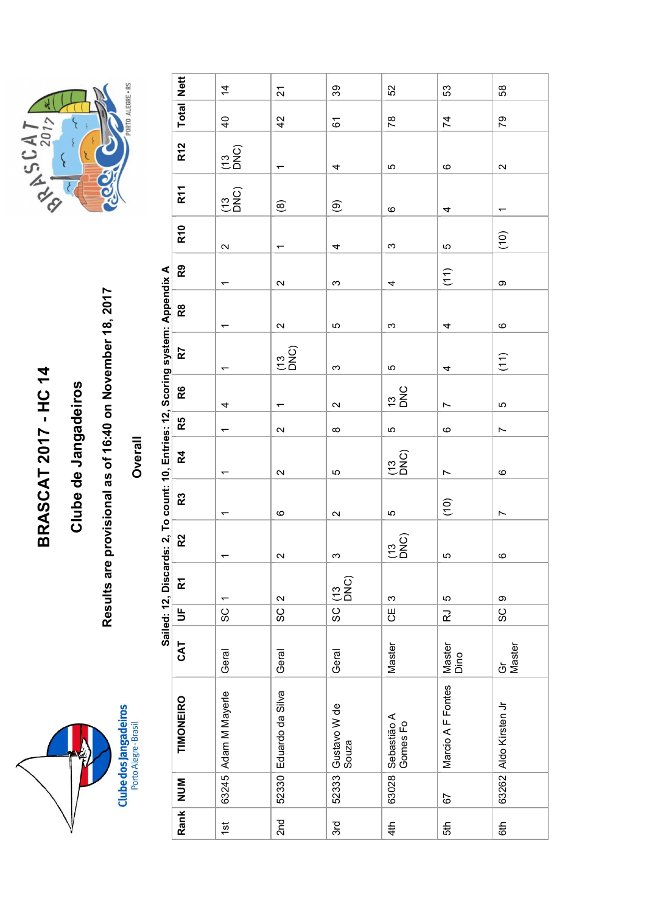# BRASCAT 2017 - HC 14

## Clube de Jangadeiros

### Results are provisional as of 16:40 on November 18, 2017

### Overall

Sailed: 12, Discards: 2, To count: 10, Entries: 12, Scoring system: Appendix A

| Rank | NUM | TIMONEIRO | CAT | UF | R1 | R2 | R3 | R4 | R5 | R6 | R7 | R8 | R9 | R10 | R11 | R12 | Total | Nett |
|---|---|---|---|---|---|---|---|---|---|---|---|---|---|---|---|---|---|---|
| 1st | 63245 | Adam M Mayerle | Geral | SC | 1 | 1 | 1 | 1 | 1 | 4 | 1 | 1 | 1 | 2 | (13 DNC) | (13 DNC) | 40 | 14 |
| 2nd | 52330 | Eduardo da Silva | Geral | SC | 2 | 2 | 6 | 2 | 2 | 1 | (13 DNC) | 2 | 2 | 1 | (8) | 1 | 42 | 21 |
| 3rd | 52333 | Gustavo W de Souza | Geral | SC | (13 DNC) | 3 | 2 | 5 | 8 | 2 | 3 | 5 | 3 | 4 | (9) | 4 | 61 | 39 |
| 4th | 63028 | Sebastião A Gomes Fo | Master | CE | 3 | (13 DNC) | 5 | (13 DNC) | 5 | 13 DNC | 5 | 3 | 4 | 3 | 6 | 5 | 78 | 52 |
| 5th | 67 | Marcio A F Fontes | Master Dino | RJ | 5 | 5 | (10) | 7 | 6 | 7 | 4 | 4 | (11) | 5 | 4 | 6 | 74 | 53 |
| 6th | 63262 | Aldo Kirsten Jr | Gr Master | SC | 9 | 6 | 7 | 6 | 7 | 5 | (11) | 6 | 9 | (10) | 1 | 2 | 79 | 58 |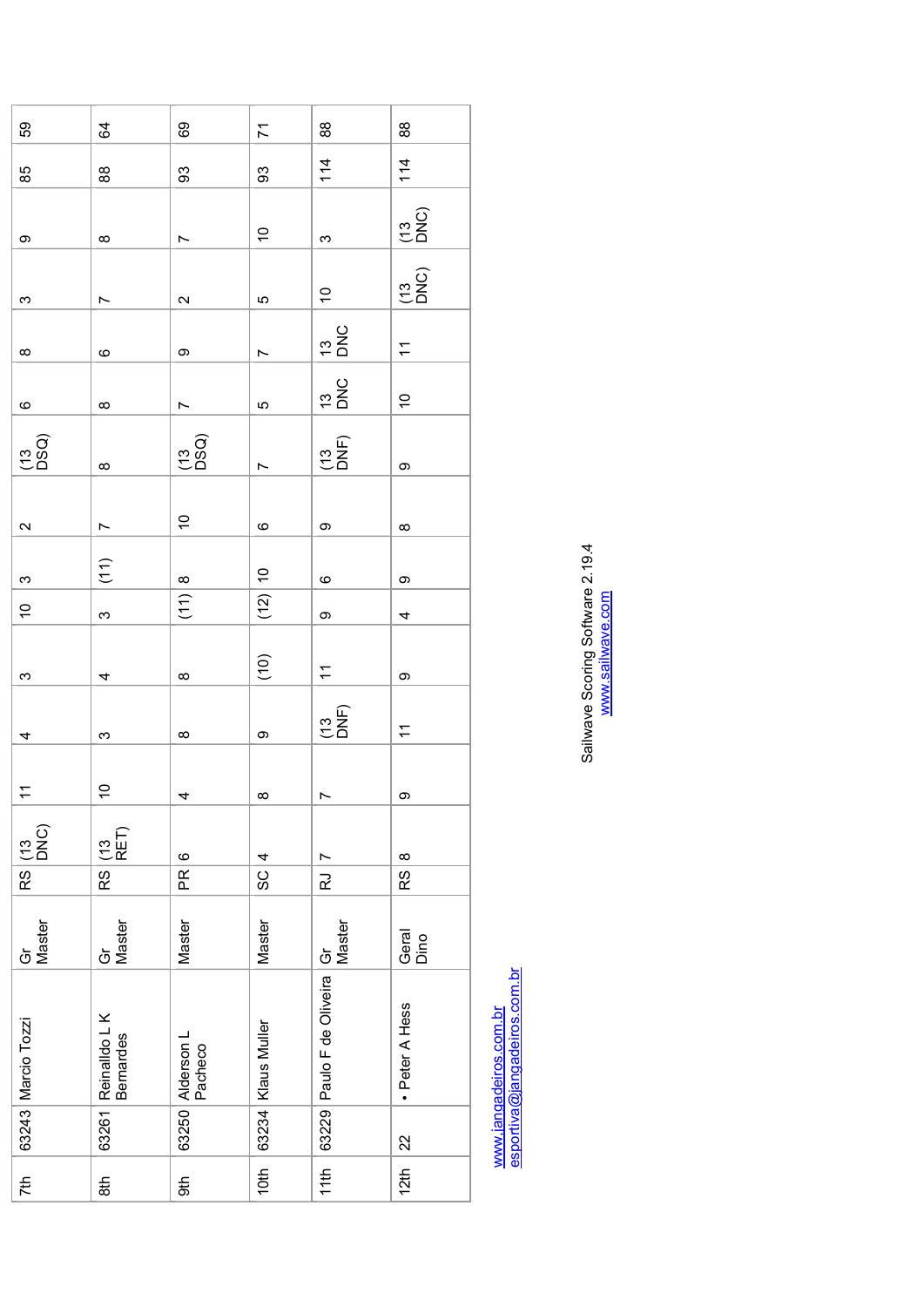| | | | | | | | | | | | | | | | | | | |
|---|---|---|---|---|---|---|---|---|---|---|---|---|---|---|---|---|---|---|
| 7th | 63243 | Marcio Tozzi | Gr Master | RS | (13 DNC) | 11 | 4 | 3 | 10 | 3 | 2 | (13 DSQ) | 6 | 8 | 3 | 9 | 85 | 59 |
| 8th | 63261 | Reinaldo L K Bernardes | Gr Master | RS | (13 RET) | 10 | 3 | 4 | 3 | (11) | 7 | 8 | 8 | 6 | 7 | 8 | 88 | 64 |
| 9th | 63250 | Alderson L Pacheco | Master | PR | 6 | 4 | 8 | 8 | (11) | 8 | 10 | (13 DSQ) | 7 | 9 | 2 | 7 | 93 | 69 |
| 10th | 63234 | Klaus Muller | Master | SC | 4 | 8 | 9 | (10) | (12) | 10 | 6 | 7 | 5 | 7 | 5 | 10 | 93 | 71 |
| 11th | 63229 | Paulo F de Oliveira | Gr Master | RJ | 7 | 7 | (13 DNF) | 11 | 9 | 6 | 9 | (13 DNF) | 13 DNC | 13 DNC | 10 | 3 | 114 | 88 |
| 12th | 22 | • Peter A Hess | Geral Dino | RS | 8 | 9 | 11 | 9 | 4 | 9 | 8 | 9 | 10 | 11 | (13 DNC) | (13 DNC) | 114 | 88 |

www.jangadeiros.com.br
esportiva@jangadeiros.com.br

Sailwave Scoring Software 2.19.4
www.sailwave.com